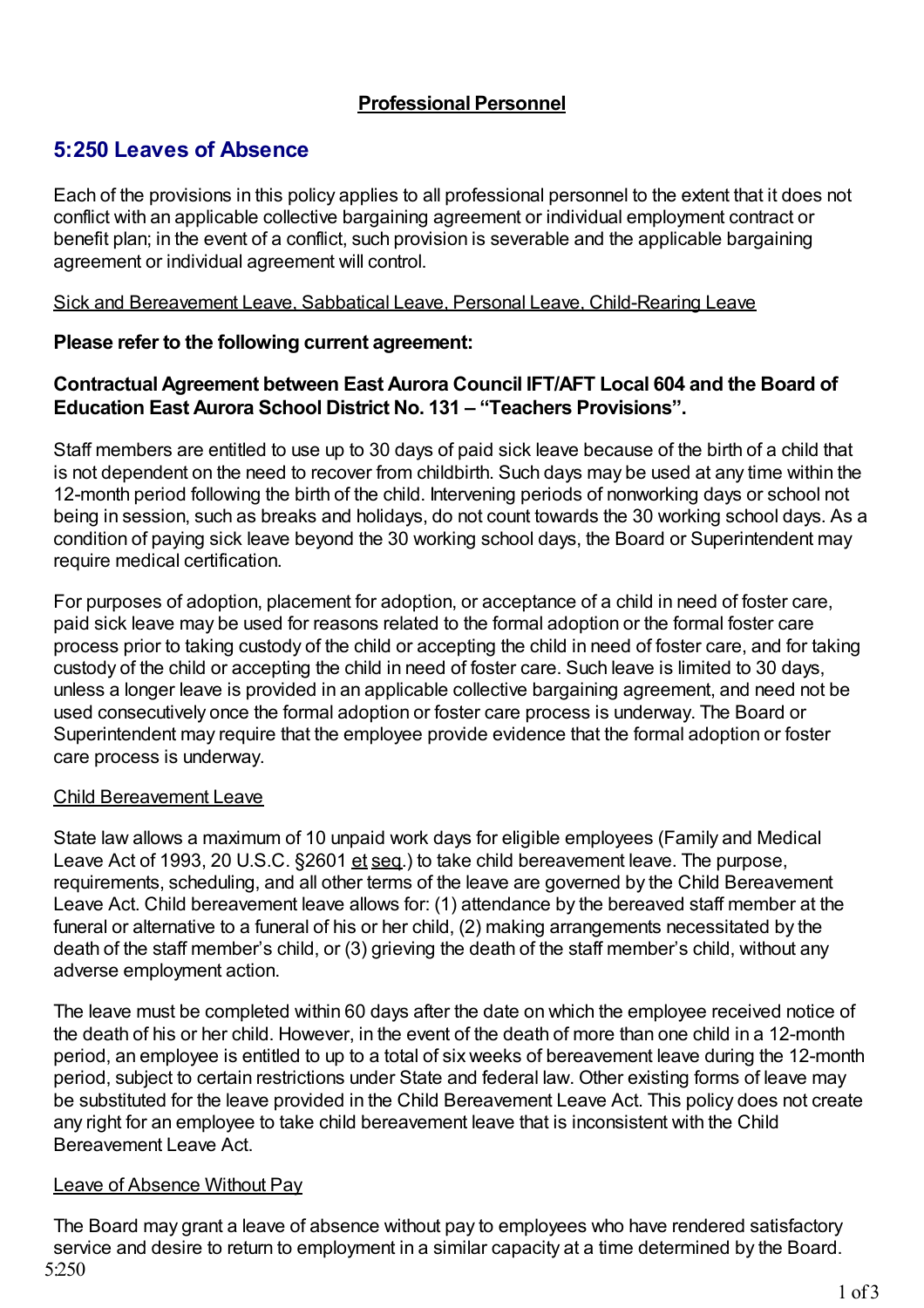## Professional Personnel

# 5:250 Leaves of Absence

Each of the provisions in this policy applies to all professional personnel to the extent that it does not conflict with an applicable collective bargaining agreement or individual employment contract or benefit plan; in the event of a conflict, such provision is severable and the applicable bargaining agreement or individual agreement will control.

Sick and Bereavement Leave, Sabbatical Leave, Personal Leave, Child-Rearing Leave

**Please refer to the following current agreement:**

**Contractual Agreement between East Aurora Council IFT/AFT Local 604 and the Board of Education East Aurora School District No. 131 – "Teachers Provisions".**

Staff members are entitled to use up to 30 days of paid sick leave because of the birth of a child that is not dependent on the need to recover from childbirth. Such days may be used at any time within the 12-month period following the birth of the child. Intervening periods of nonworking days or school not being in session, such as breaks and holidays, do not count towards the 30 working school days. As a condition of paying sick leave beyond the 30 working school days, the Board or Superintendent may require medical certification.

For purposes of adoption, placement for adoption, or acceptance of a child in need of foster care, paid sick leave may be used for reasons related to the formal adoption or the formal foster care process prior to taking custody of the child or accepting the child in need of foster care, and for taking custody of the child or accepting the child in need of foster care. Such leave is limited to 30 days, unless a longer leave is provided in an applicable collective bargaining agreement, and need not be used consecutively once the formal adoption or foster care process is underway. The Board or Superintendent may require that the employee provide evidence that the formal adoption or foster care process is underway.

Child Bereavement Leave

State law allows a maximum of 10 unpaid work days for eligible employees (Family and Medical Leave Act of 1993, 20 U.S.C. §2601 et seq.) to take child bereavement leave. The purpose, requirements, scheduling, and all other terms of the leave are governed by the Child Bereavement Leave Act. Child bereavement leave allows for: (1) attendance by the bereaved staff member at the funeral or alternative to a funeral of his or her child, (2) making arrangements necessitated by the death of the staff member's child, or (3) grieving the death of the staff member's child, without any adverse employment action.

The leave must be completed within 60 days after the date on which the employee received notice of the death of his or her child. However, in the event of the death of more than one child in a 12-month period, an employee is entitled to up to a total of six weeks of bereavement leave during the 12-month period, subject to certain restrictions under State and federal law. Other existing forms of leave may be substituted for the leave provided in the Child Bereavement Leave Act. This policy does not create any right for an employee to take child bereavement leave that is inconsistent with the Child Bereavement Leave Act.

Leave of Absence Without Pay

The Board may grant a leave of absence without pay to employees who have rendered satisfactory service and desire to return to employment in a similar capacity at a time determined by the Board.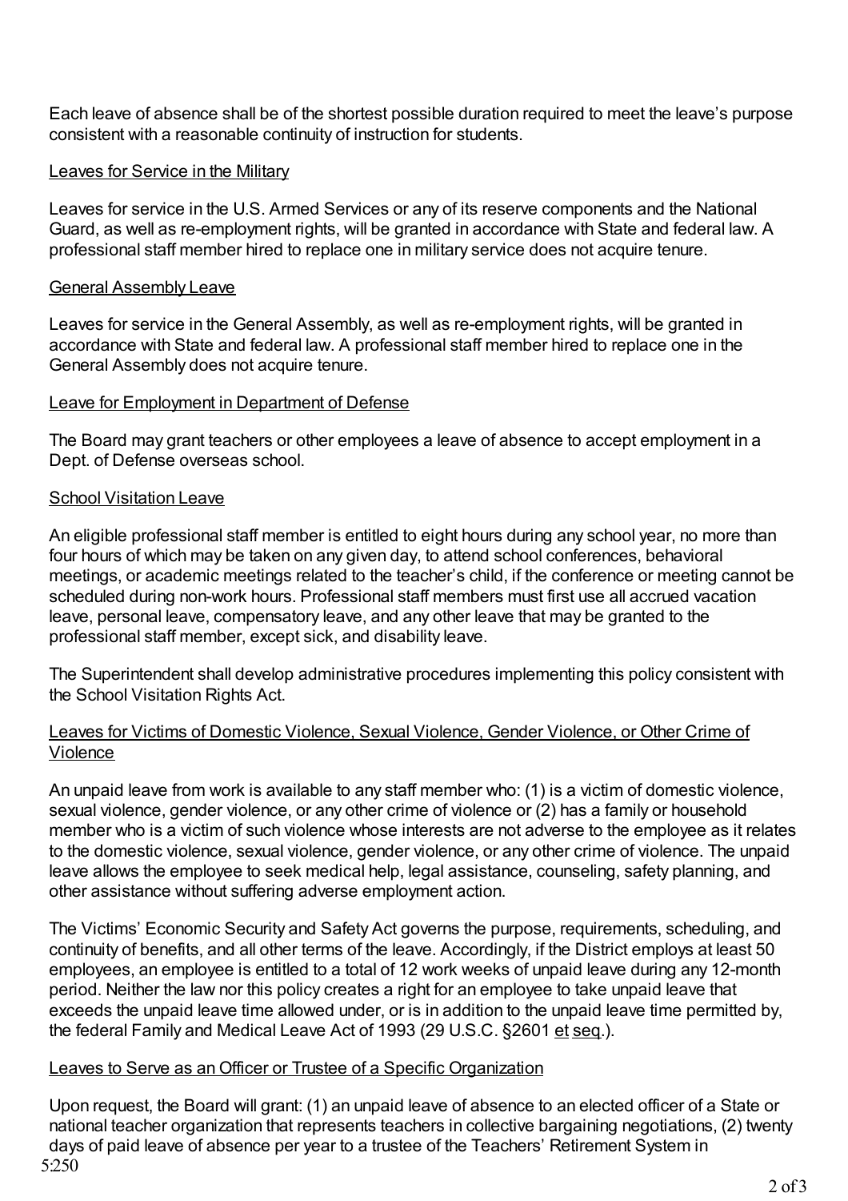Each leave of absence shall be of the shortest possible duration required to meet the leave's purpose consistent with a reasonable continuity of instruction for students.

Leaves for Service in the Military

Leaves for service in the U.S. Armed Services or any of its reserve components and the National Guard, as well as re-employment rights, will be granted in accordance with State and federal law. A professional staff member hired to replace one in military service does not acquire tenure.

General Assembly Leave

Leaves for service in the General Assembly, as well as re-employment rights, will be granted in accordance with State and federal law. A professional staff member hired to replace one in the General Assembly does not acquire tenure.

Leave for Employment in Department of Defense

The Board may grant teachers or other employees a leave of absence to accept employment in a Dept. of Defense overseas school.

School Visitation Leave

An eligible professional staff member is entitled to eight hours during any school year, no more than four hours of which may be taken on any given day, to attend school conferences, behavioral meetings, or academic meetings related to the teacher's child, if the conference or meeting cannot be scheduled during non-work hours. Professional staff members must first use all accrued vacation leave, personal leave, compensatory leave, and any other leave that may be granted to the professional staff member, except sick, and disability leave.

The Superintendent shall develop administrative procedures implementing this policy consistent with the School Visitation Rights Act.

Leaves for Victims of Domestic Violence, Sexual Violence, Gender Violence, or Other Crime of Violence

An unpaid leave from work is available to any staff member who: (1) is a victim of domestic violence, sexual violence, gender violence, or any other crime of violence or (2) has a family or household member who is a victim of such violence whose interests are not adverse to the employee as it relates to the domestic violence, sexual violence, gender violence, or any other crime of violence. The unpaid leave allows the employee to seek medical help, legal assistance, counseling, safety planning, and other assistance without suffering adverse employment action.

The Victims' Economic Security and Safety Act governs the purpose, requirements, scheduling, and continuity of benefits, and all other terms of the leave. Accordingly, if the District employs at least 50 employees, an employee is entitled to a total of 12 work weeks of unpaid leave during any 12-month period. Neither the law nor this policy creates a right for an employee to take unpaid leave that exceeds the unpaid leave time allowed under, or is in addition to the unpaid leave time permitted by, the federal Family and Medical Leave Act of 1993 (29 U.S.C. §2601 et seq.).

Leaves to Serve as an Officer or Trustee of a Specific Organization

Upon request, the Board will grant: (1) an unpaid leave of absence to an elected officer of a State or national teacher organization that represents teachers in collective bargaining negotiations, (2) twenty days of paid leave of absence per year to a trustee of the Teachers' Retirement System in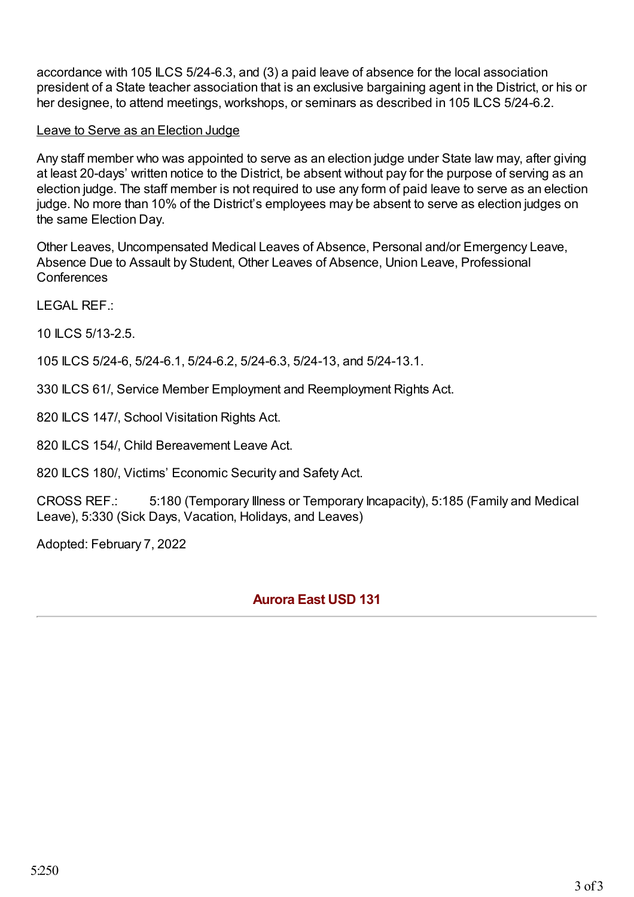accordance with 105 ILCS 5/24-6.3, and (3) a paid leave of absence for the local association president of a State teacher association that is an exclusive bargaining agent in the District, or his or her designee, to attend meetings, workshops, or seminars as described in 105 ILCS 5/24-6.2.

Leave to Serve as an Election Judge

Any staff member who was appointed to serve as an election judge under State law may, after giving at least 20-days' written notice to the District, be absent without pay for the purpose of serving as an election judge. The staff member is not required to use any form of paid leave to serve as an election judge. No more than 10% of the District's employees may be absent to serve as election judges on the same Election Day.

Other Leaves, Uncompensated Medical Leaves of Absence, Personal and/or Emergency Leave, Absence Due to Assault by Student, Other Leaves of Absence, Union Leave, Professional Conferences

LEGAL REF.:

10 ILCS 5/13-2.5.

105 ILCS 5/24-6, 5/24-6.1, 5/24-6.2, 5/24-6.3, 5/24-13, and 5/24-13.1.

330 ILCS 61/, Service Member Employment and Reemployment Rights Act.

820 ILCS 147/, School Visitation Rights Act.

820 ILCS 154/, Child Bereavement Leave Act.

820 ILCS 180/, Victims' Economic Security and Safety Act.

CROSS REF.: 5:180 (Temporary Illness or Temporary Incapacity), 5:185 (Family and Medical Leave), 5:330 (Sick Days, Vacation, Holidays, and Leaves)

Adopted: February 7, 2022

**Aurora East USD 131**